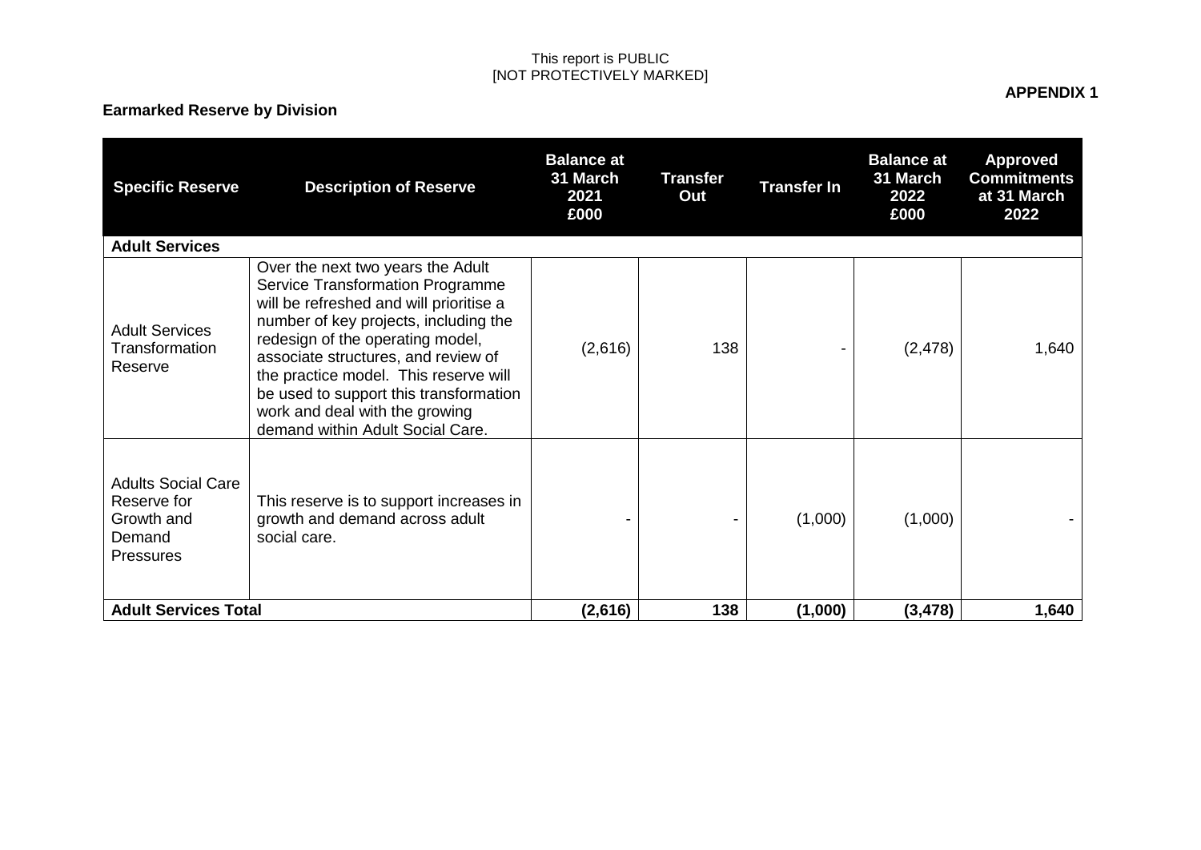This report is PUBLIC
[NOT PROTECTIVELY MARKED]

**APPENDIX 1**

**Earmarked Reserve by Division**

| Specific Reserve | Description of Reserve | Balance at 31 March 2021 £000 | Transfer Out | Transfer In | Balance at 31 March 2022 £000 | Approved Commitments at 31 March 2022 |
|---|---|---|---|---|---|---|
| **Adult Services** | | | | | | |
| Adult Services Transformation Reserve | Over the next two years the Adult Service Transformation Programme will be refreshed and will prioritise a number of key projects, including the redesign of the operating model, associate structures, and review of the practice model. This reserve will be used to support this transformation work and deal with the growing demand within Adult Social Care. | (2,616) | 138 | - | (2,478) | 1,640 |
| Adults Social Care Reserve for Growth and Demand Pressures | This reserve is to support increases in growth and demand across adult social care. | - | - | (1,000) | (1,000) | - |
| **Adult Services Total** | | **(2,616)** | **138** | **(1,000)** | **(3,478)** | **1,640** |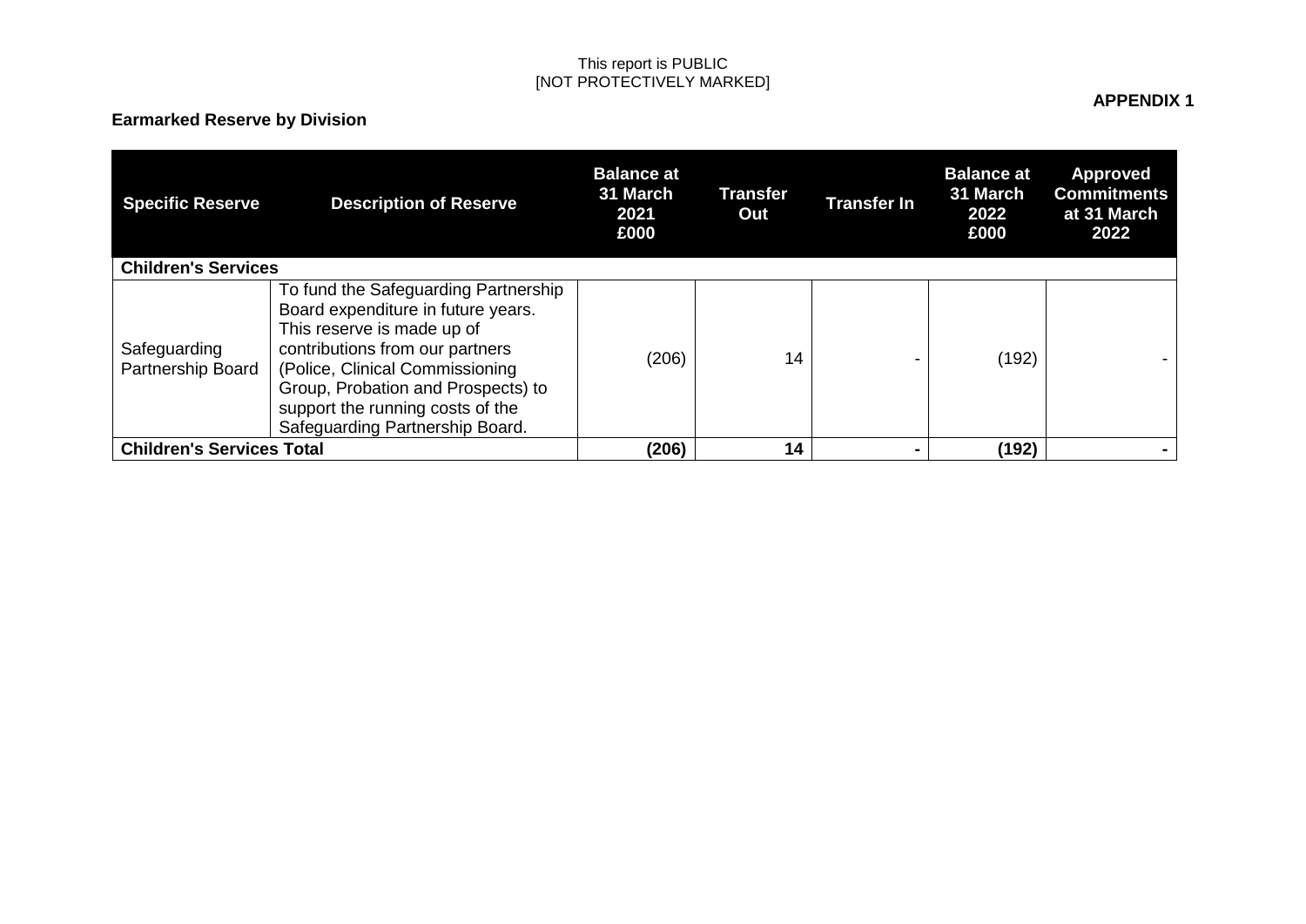This report is PUBLIC
[NOT PROTECTIVELY MARKED]

**APPENDIX 1**

**Earmarked Reserve by Division**

| Specific Reserve | Description of Reserve | Balance at 31 March 2021 £000 | Transfer Out | Transfer In | Balance at 31 March 2022 £000 | Approved Commitments at 31 March 2022 |
|---|---|---|---|---|---|---|
| **Children's Services** | | | | | | |
| Safeguarding Partnership Board | To fund the Safeguarding Partnership Board expenditure in future years. This reserve is made up of contributions from our partners (Police, Clinical Commissioning Group, Probation and Prospects) to support the running costs of the Safeguarding Partnership Board. | (206) | 14 | - | (192) | - |
| **Children's Services Total** | | **(206)** | **14** | **-** | **(192)** | **-** |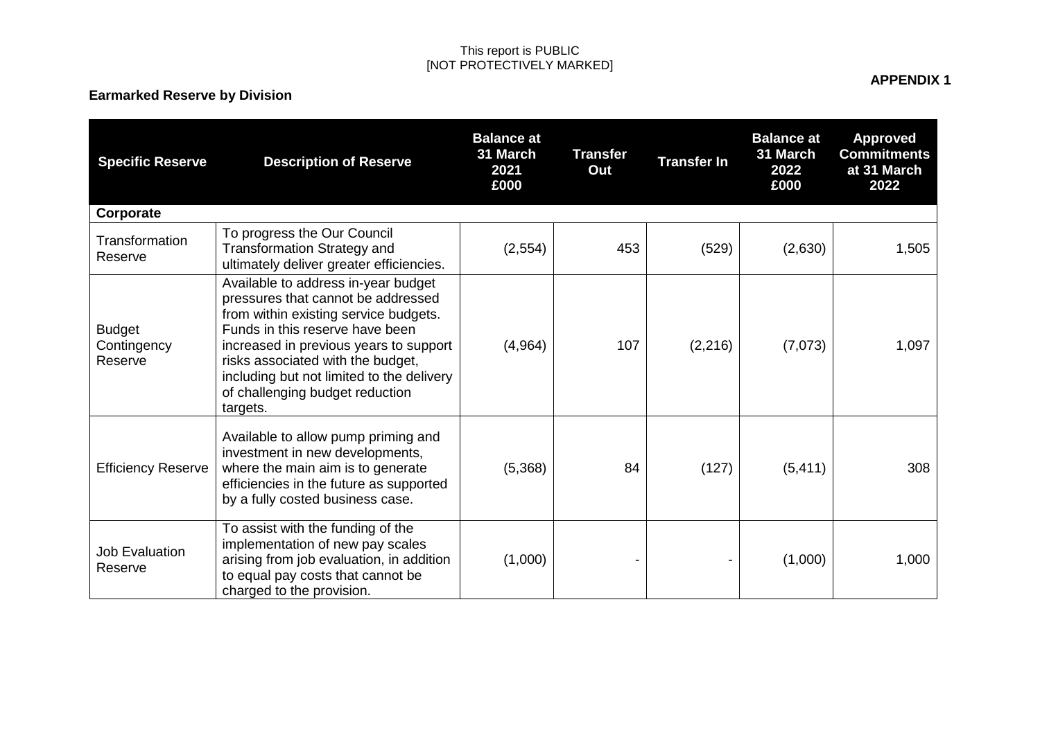**APPENDIX 1**

**Earmarked Reserve by Division**

| Specific Reserve | Description of Reserve | Balance at 31 March 2021 £000 | Transfer Out | Transfer In | Balance at 31 March 2022 £000 | Approved Commitments at 31 March 2022 |
|---|---|---|---|---|---|---|
| **Corporate** | | | | | | |
| Transformation Reserve | To progress the Our Council Transformation Strategy and ultimately deliver greater efficiencies. | (2,554) | 453 | (529) | (2,630) | 1,505 |
| Budget Contingency Reserve | Available to address in-year budget pressures that cannot be addressed from within existing service budgets. Funds in this reserve have been increased in previous years to support risks associated with the budget, including but not limited to the delivery of challenging budget reduction targets. | (4,964) | 107 | (2,216) | (7,073) | 1,097 |
| Efficiency Reserve | Available to allow pump priming and investment in new developments, where the main aim is to generate efficiencies in the future as supported by a fully costed business case. | (5,368) | 84 | (127) | (5,411) | 308 |
| Job Evaluation Reserve | To assist with the funding of the implementation of new pay scales arising from job evaluation, in addition to equal pay costs that cannot be charged to the provision. | (1,000) | - | - | (1,000) | 1,000 |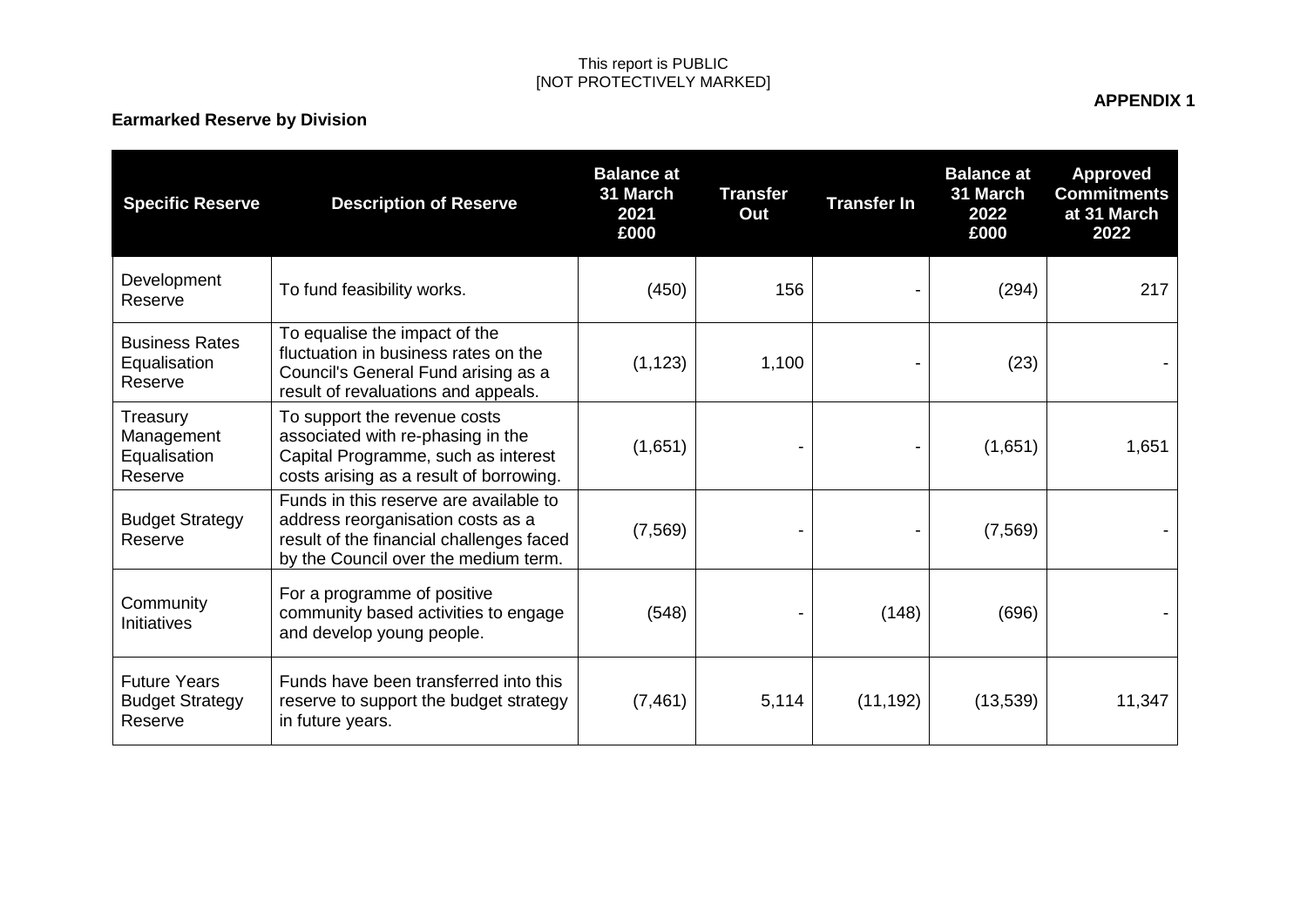This report is PUBLIC
[NOT PROTECTIVELY MARKED]

**APPENDIX 1**

**Earmarked Reserve by Division**

| Specific Reserve | Description of Reserve | Balance at 31 March 2021 £000 | Transfer Out | Transfer In | Balance at 31 March 2022 £000 | Approved Commitments at 31 March 2022 |
|---|---|---|---|---|---|---|
| Development Reserve | To fund feasibility works. | (450) | 156 | - | (294) | 217 |
| Business Rates Equalisation Reserve | To equalise the impact of the fluctuation in business rates on the Council's General Fund arising as a result of revaluations and appeals. | (1,123) | 1,100 | - | (23) | - |
| Treasury Management Equalisation Reserve | To support the revenue costs associated with re-phasing in the Capital Programme, such as interest costs arising as a result of borrowing. | (1,651) | - | - | (1,651) | 1,651 |
| Budget Strategy Reserve | Funds in this reserve are available to address reorganisation costs as a result of the financial challenges faced by the Council over the medium term. | (7,569) | - | - | (7,569) | - |
| Community Initiatives | For a programme of positive community based activities to engage and develop young people. | (548) | - | (148) | (696) | - |
| Future Years Budget Strategy Reserve | Funds have been transferred into this reserve to support the budget strategy in future years. | (7,461) | 5,114 | (11,192) | (13,539) | 11,347 |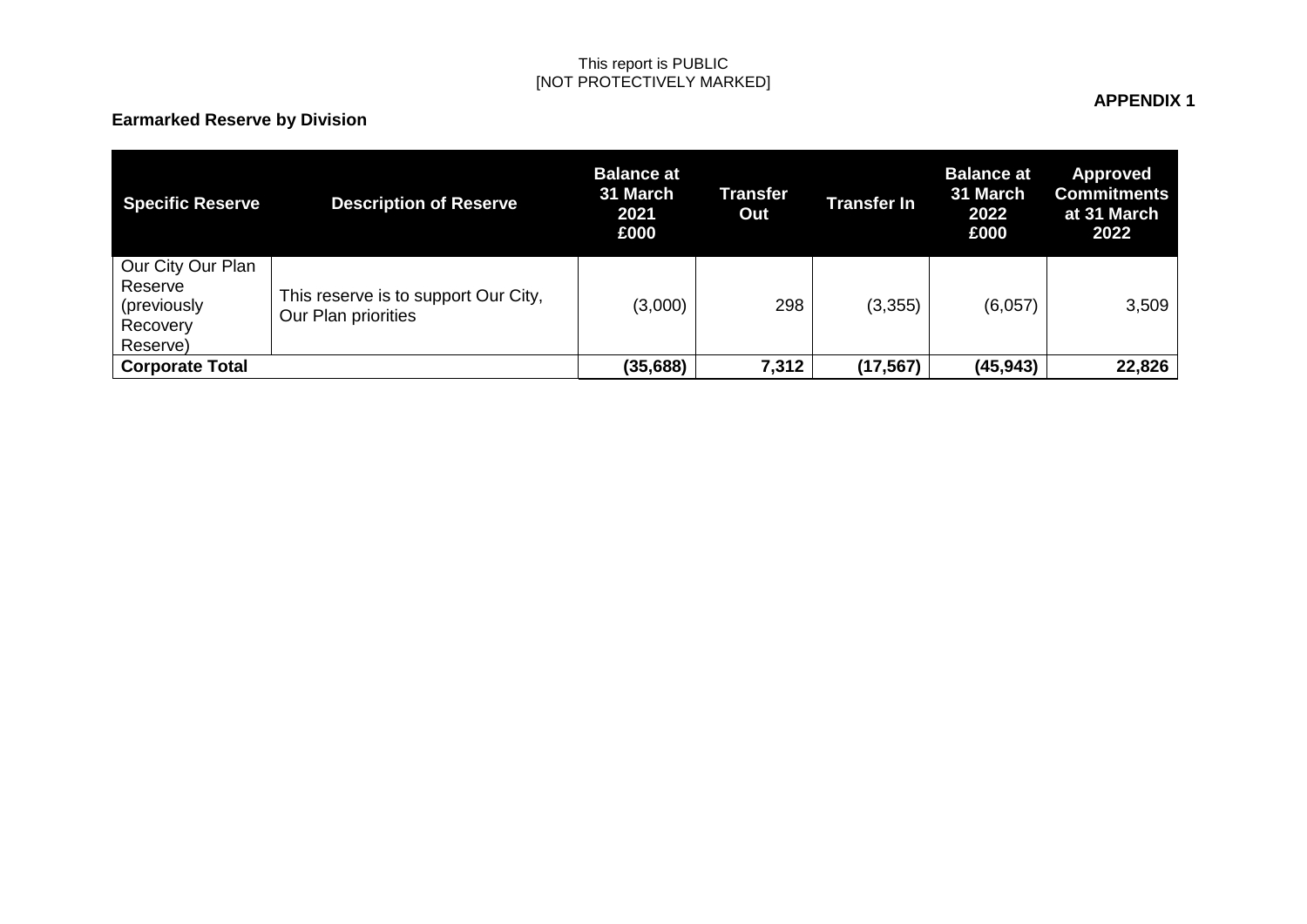This report is PUBLIC
[NOT PROTECTIVELY MARKED]

**APPENDIX 1**

**Earmarked Reserve by Division**

| Specific Reserve | Description of Reserve | Balance at 31 March 2021 £000 | Transfer Out | Transfer In | Balance at 31 March 2022 £000 | Approved Commitments at 31 March 2022 |
|---|---|---|---|---|---|---|
| Our City Our Plan Reserve (previously Recovery Reserve) | This reserve is to support Our City, Our Plan priorities | (3,000) | 298 | (3,355) | (6,057) | 3,509 |
| **Corporate Total** | | **(35,688)** | **7,312** | **(17,567)** | **(45,943)** | **22,826** |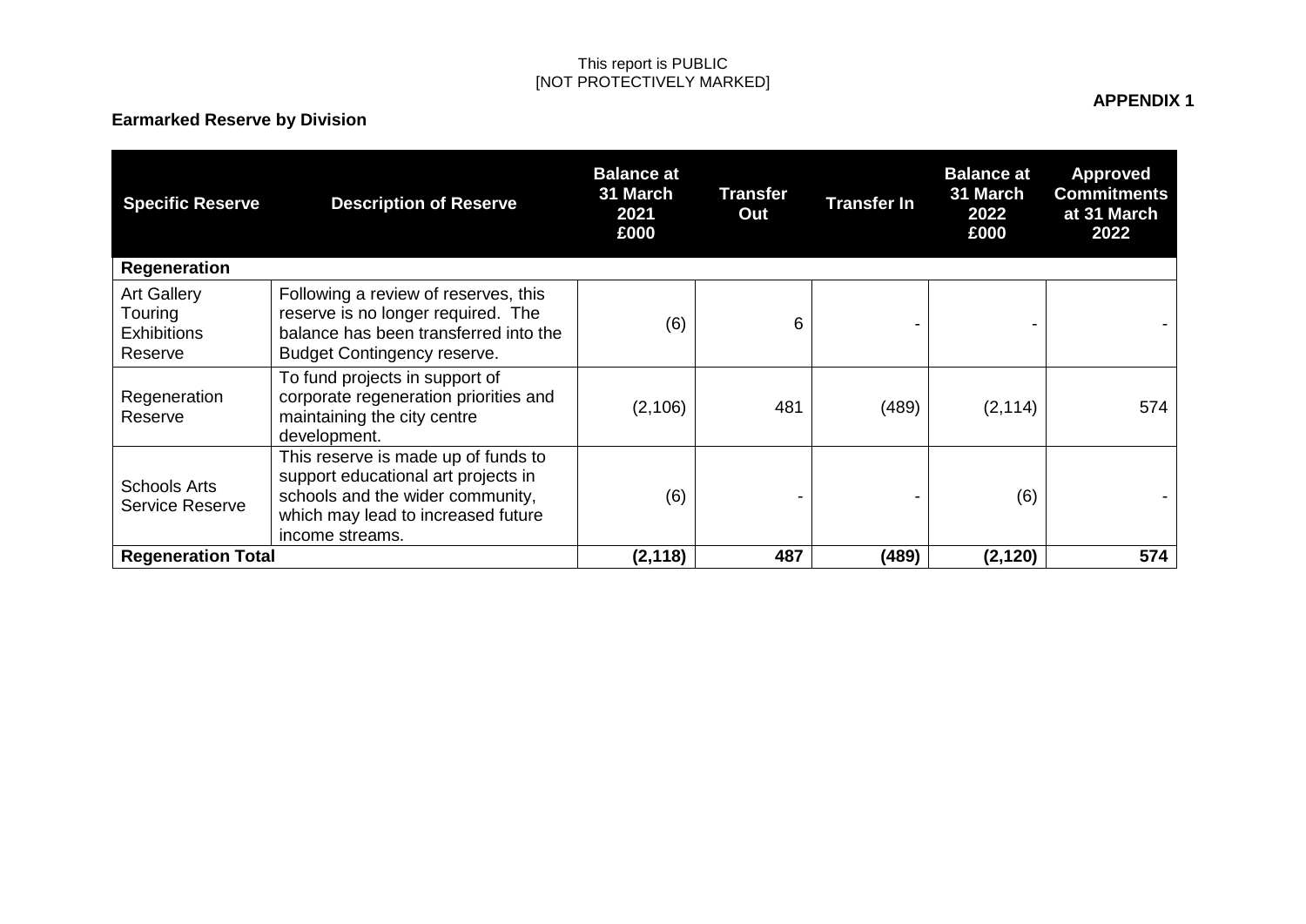This report is PUBLIC
[NOT PROTECTIVELY MARKED]

**APPENDIX 1**

**Earmarked Reserve by Division**

| Specific Reserve | Description of Reserve | Balance at 31 March 2021 £000 | Transfer Out | Transfer In | Balance at 31 March 2022 £000 | Approved Commitments at 31 March 2022 |
|---|---|---|---|---|---|---|
| **Regeneration** | | | | | | |
| Art Gallery Touring Exhibitions Reserve | Following a review of reserves, this reserve is no longer required. The balance has been transferred into the Budget Contingency reserve. | (6) | 6 | - | - | - |
| Regeneration Reserve | To fund projects in support of corporate regeneration priorities and maintaining the city centre development. | (2,106) | 481 | (489) | (2,114) | 574 |
| Schools Arts Service Reserve | This reserve is made up of funds to support educational art projects in schools and the wider community, which may lead to increased future income streams. | (6) | - | - | (6) | - |
| **Regeneration Total** | | **(2,118)** | **487** | **(489)** | **(2,120)** | **574** |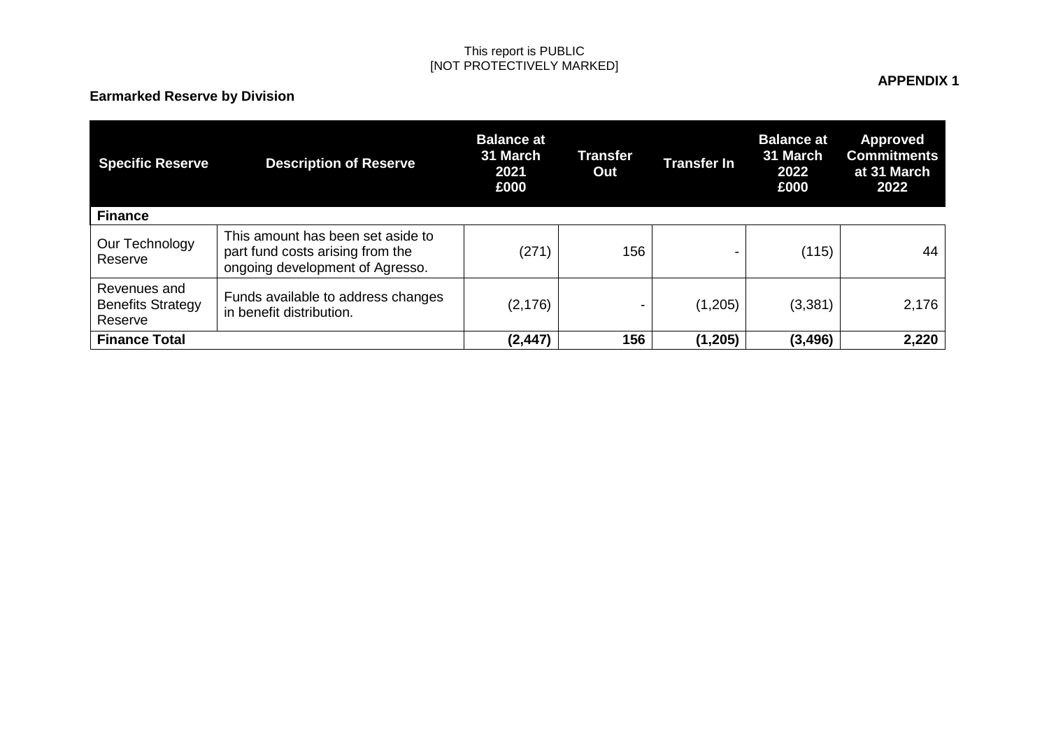This report is PUBLIC
[NOT PROTECTIVELY MARKED]

**APPENDIX 1**

**Earmarked Reserve by Division**

| Specific Reserve | Description of Reserve | Balance at 31 March 2021 £000 | Transfer Out | Transfer In | Balance at 31 March 2022 £000 | Approved Commitments at 31 March 2022 |
|---|---|---|---|---|---|---|
| **Finance** | | | | | | |
| Our Technology Reserve | This amount has been set aside to part fund costs arising from the ongoing development of Agresso. | (271) | 156 | - | (115) | 44 |
| Revenues and Benefits Strategy Reserve | Funds available to address changes in benefit distribution. | (2,176) | - | (1,205) | (3,381) | 2,176 |
| **Finance Total** | | **(2,447)** | **156** | **(1,205)** | **(3,496)** | **2,220** |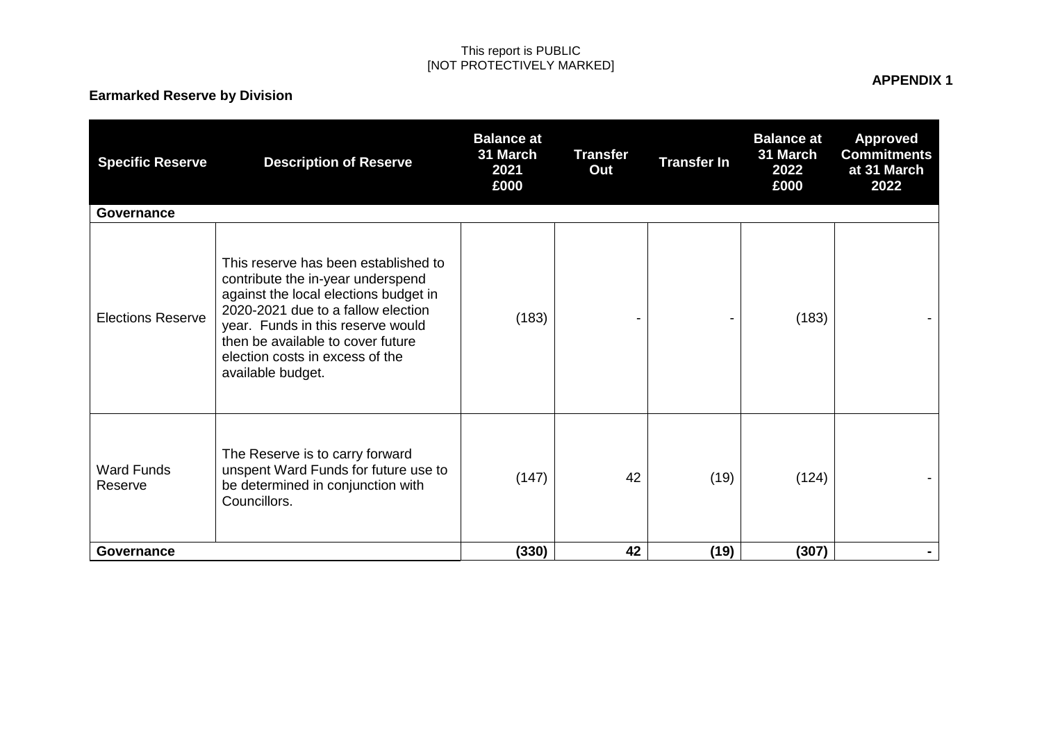This report is PUBLIC
[NOT PROTECTIVELY MARKED]

**APPENDIX 1**

**Earmarked Reserve by Division**

| Specific Reserve | Description of Reserve | Balance at 31 March 2021 £000 | Transfer Out | Transfer In | Balance at 31 March 2022 £000 | Approved Commitments at 31 March 2022 |
|---|---|---|---|---|---|---|
| **Governance** | | | | | | |
| Elections Reserve | This reserve has been established to contribute the in-year underspend against the local elections budget in 2020-2021 due to a fallow election year. Funds in this reserve would then be available to cover future election costs in excess of the available budget. | (183) | - | - | (183) | - |
| Ward Funds Reserve | The Reserve is to carry forward unspent Ward Funds for future use to be determined in conjunction with Councillors. | (147) | 42 | (19) | (124) | - |
| **Governance** | | **(330)** | **42** | **(19)** | **(307)** | **-** |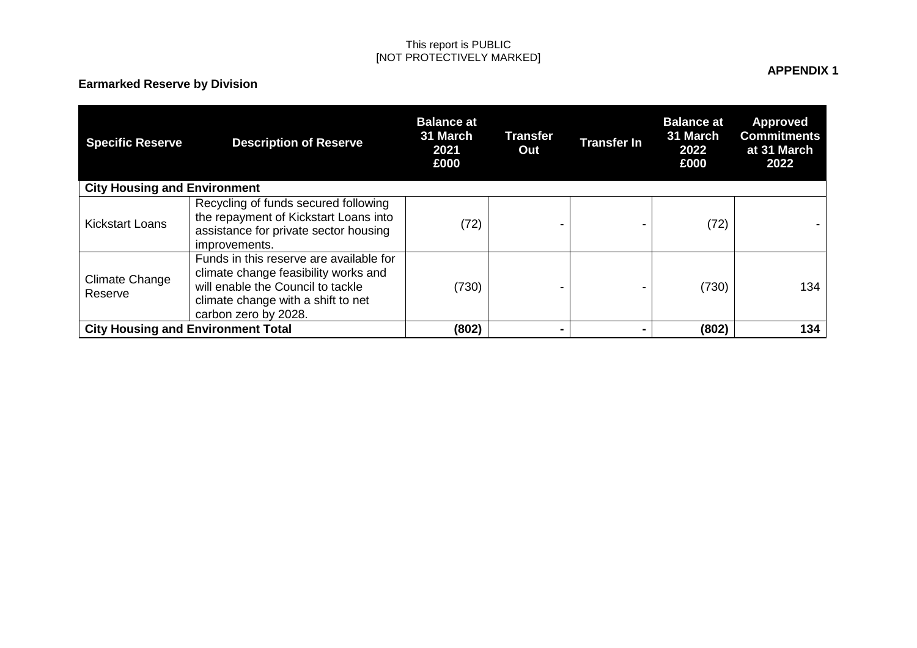This report is PUBLIC
[NOT PROTECTIVELY MARKED]

**APPENDIX 1**

**Earmarked Reserve by Division**

| Specific Reserve | Description of Reserve | Balance at 31 March 2021 £000 | Transfer Out | Transfer In | Balance at 31 March 2022 £000 | Approved Commitments at 31 March 2022 |
|---|---|---|---|---|---|---|
| **City Housing and Environment** | | | | | | |
| Kickstart Loans | Recycling of funds secured following the repayment of Kickstart Loans into assistance for private sector housing improvements. | (72) | - | - | (72) | - |
| Climate Change Reserve | Funds in this reserve are available for climate change feasibility works and will enable the Council to tackle climate change with a shift to net carbon zero by 2028. | (730) | - | - | (730) | 134 |
| **City Housing and Environment Total** | | **(802)** | **-** | **-** | **(802)** | **134** |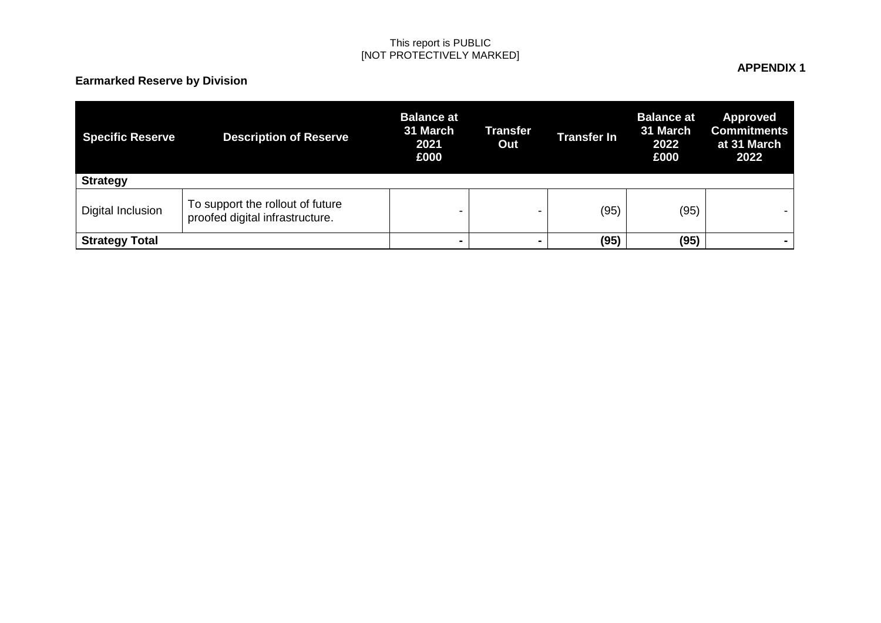This report is PUBLIC
[NOT PROTECTIVELY MARKED]

**APPENDIX 1**

**Earmarked Reserve by Division**

| Specific Reserve | Description of Reserve | Balance at 31 March 2021 £000 | Transfer Out | Transfer In | Balance at 31 March 2022 £000 | Approved Commitments at 31 March 2022 |
|---|---|---|---|---|---|---|
| **Strategy** | | | | | | |
| Digital Inclusion | To support the rollout of future proofed digital infrastructure. | - | - | (95) | (95) | - |
| **Strategy Total** | | **-** | **-** | **(95)** | **(95)** | **-** |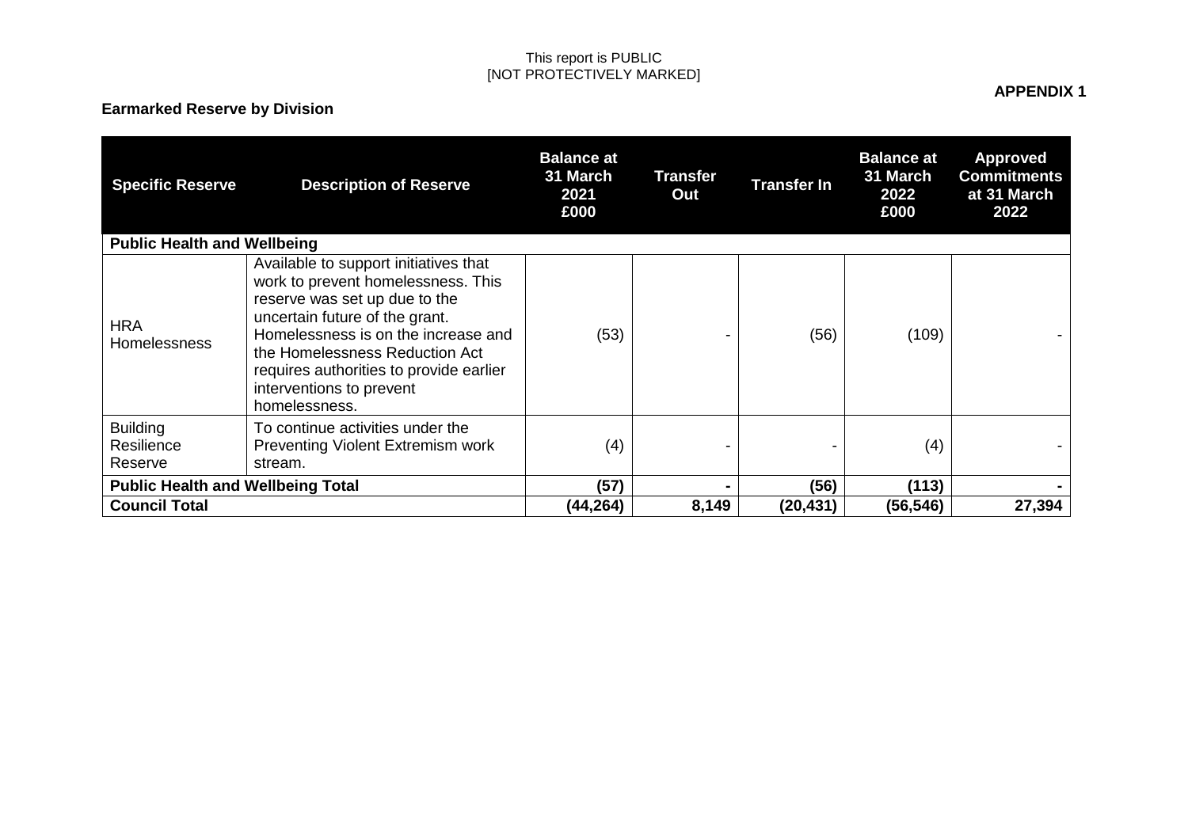This report is PUBLIC
[NOT PROTECTIVELY MARKED]

**APPENDIX 1**

**Earmarked Reserve by Division**

| Specific Reserve | Description of Reserve | Balance at 31 March 2021 £000 | Transfer Out | Transfer In | Balance at 31 March 2022 £000 | Approved Commitments at 31 March 2022 |
|---|---|---|---|---|---|---|
| **Public Health and Wellbeing** | | | | | | |
| HRA Homelessness | Available to support initiatives that work to prevent homelessness. This reserve was set up due to the uncertain future of the grant. Homelessness is on the increase and the Homelessness Reduction Act requires authorities to provide earlier interventions to prevent homelessness. | (53) | - | (56) | (109) | - |
| Building Resilience Reserve | To continue activities under the Preventing Violent Extremism work stream. | (4) | - | - | (4) | - |
| **Public Health and Wellbeing Total** | | **(57)** | **-** | **(56)** | **(113)** | **-** |
| **Council Total** | | **(44,264)** | **8,149** | **(20,431)** | **(56,546)** | **27,394** |